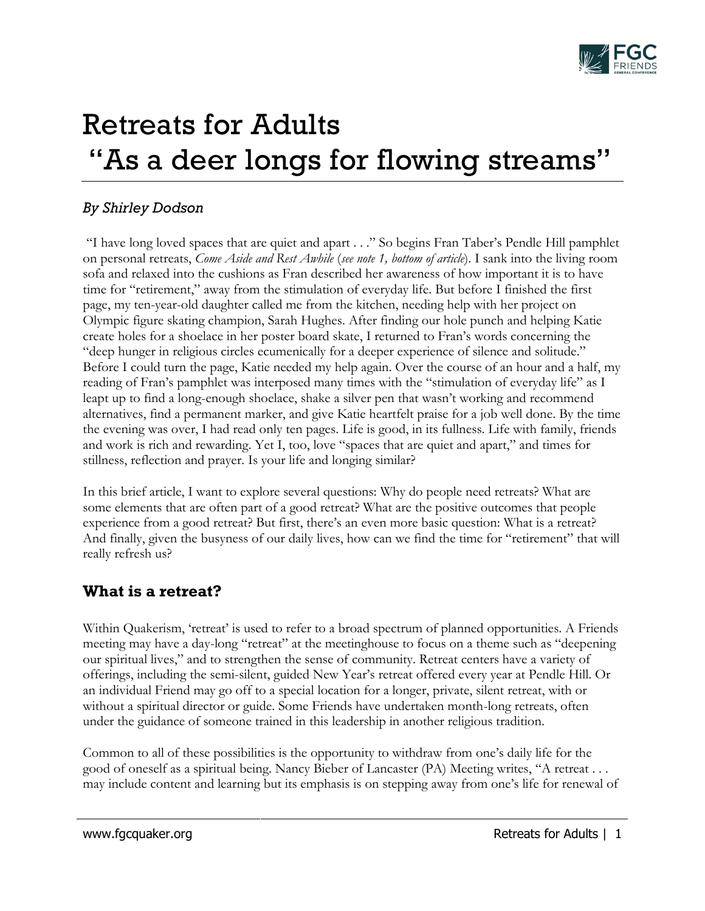# Retreats for Adults "As a deer longs for flowing streams"

*By Shirley Dodson*

"I have long loved spaces that are quiet and apart . . ." So begins Fran Taber's Pendle Hill pamphlet on personal retreats, *Come Aside and Rest Awhile* (*see note 1, bottom of article*). I sank into the living room sofa and relaxed into the cushions as Fran described her awareness of how important it is to have time for "retirement," away from the stimulation of everyday life. But before I finished the first page, my ten-year-old daughter called me from the kitchen, needing help with her project on Olympic figure skating champion, Sarah Hughes. After finding our hole punch and helping Katie create holes for a shoelace in her poster board skate, I returned to Fran's words concerning the "deep hunger in religious circles ecumenically for a deeper experience of silence and solitude." Before I could turn the page, Katie needed my help again. Over the course of an hour and a half, my reading of Fran's pamphlet was interposed many times with the "stimulation of everyday life" as I leapt up to find a long-enough shoelace, shake a silver pen that wasn't working and recommend alternatives, find a permanent marker, and give Katie heartfelt praise for a job well done. By the time the evening was over, I had read only ten pages. Life is good, in its fullness. Life with family, friends and work is rich and rewarding. Yet I, too, love "spaces that are quiet and apart," and times for stillness, reflection and prayer. Is your life and longing similar?

In this brief article, I want to explore several questions: Why do people need retreats? What are some elements that are often part of a good retreat? What are the positive outcomes that people experience from a good retreat? But first, there's an even more basic question: What is a retreat? And finally, given the busyness of our daily lives, how can we find the time for "retirement" that will really refresh us?

## What is a retreat?

Within Quakerism, 'retreat' is used to refer to a broad spectrum of planned opportunities. A Friends meeting may have a day-long "retreat" at the meetinghouse to focus on a theme such as "deepening our spiritual lives," and to strengthen the sense of community. Retreat centers have a variety of offerings, including the semi-silent, guided New Year's retreat offered every year at Pendle Hill. Or an individual Friend may go off to a special location for a longer, private, silent retreat, with or without a spiritual director or guide. Some Friends have undertaken month-long retreats, often under the guidance of someone trained in this leadership in another religious tradition.

Common to all of these possibilities is the opportunity to withdraw from one's daily life for the good of oneself as a spiritual being. Nancy Bieber of Lancaster (PA) Meeting writes, "A retreat . . . may include content and learning but its emphasis is on stepping away from one's life for renewal of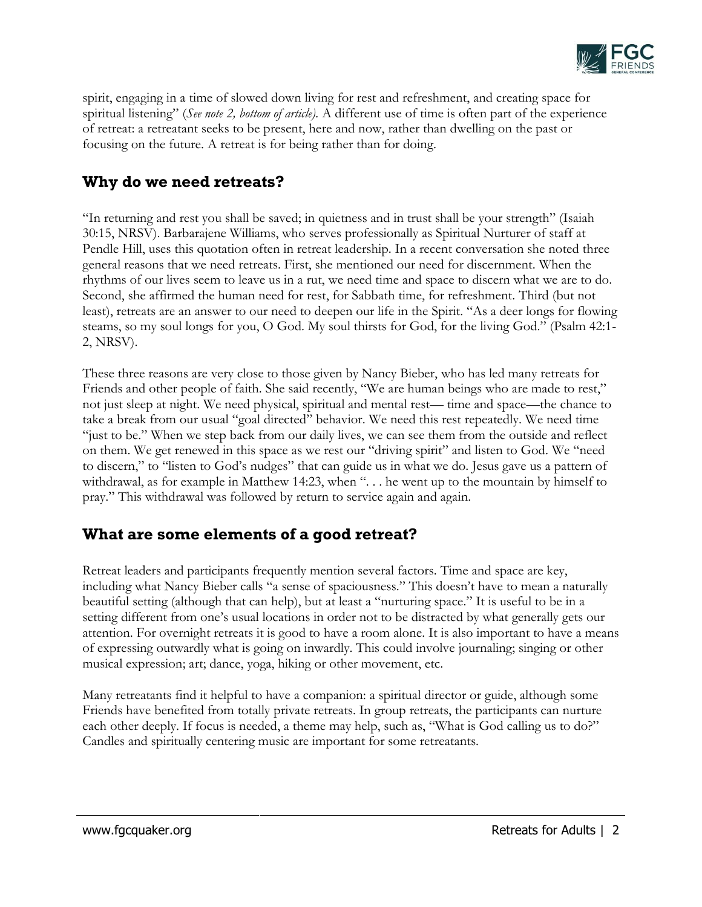spirit, engaging in a time of slowed down living for rest and refreshment, and creating space for spiritual listening" (*See note 2, bottom of article).* A different use of time is often part of the experience of retreat: a retreatant seeks to be present, here and now, rather than dwelling on the past or focusing on the future. A retreat is for being rather than for doing.

## Why do we need retreats?

"In returning and rest you shall be saved; in quietness and in trust shall be your strength" (Isaiah 30:15, NRSV). Barbarajene Williams, who serves professionally as Spiritual Nurturer of staff at Pendle Hill, uses this quotation often in retreat leadership. In a recent conversation she noted three general reasons that we need retreats. First, she mentioned our need for discernment. When the rhythms of our lives seem to leave us in a rut, we need time and space to discern what we are to do. Second, she affirmed the human need for rest, for Sabbath time, for refreshment. Third (but not least), retreats are an answer to our need to deepen our life in the Spirit. "As a deer longs for flowing steams, so my soul longs for you, O God. My soul thirsts for God, for the living God." (Psalm 42:1-2, NRSV).

These three reasons are very close to those given by Nancy Bieber, who has led many retreats for Friends and other people of faith. She said recently, "We are human beings who are made to rest," not just sleep at night. We need physical, spiritual and mental rest— time and space—the chance to take a break from our usual "goal directed" behavior. We need this rest repeatedly. We need time "just to be." When we step back from our daily lives, we can see them from the outside and reflect on them. We get renewed in this space as we rest our "driving spirit" and listen to God. We "need to discern," to "listen to God's nudges" that can guide us in what we do. Jesus gave us a pattern of withdrawal, as for example in Matthew 14:23, when ". . . he went up to the mountain by himself to pray." This withdrawal was followed by return to service again and again.

## What are some elements of a good retreat?

Retreat leaders and participants frequently mention several factors. Time and space are key, including what Nancy Bieber calls "a sense of spaciousness." This doesn't have to mean a naturally beautiful setting (although that can help), but at least a "nurturing space." It is useful to be in a setting different from one's usual locations in order not to be distracted by what generally gets our attention. For overnight retreats it is good to have a room alone. It is also important to have a means of expressing outwardly what is going on inwardly. This could involve journaling; singing or other musical expression; art; dance, yoga, hiking or other movement, etc.

Many retreatants find it helpful to have a companion: a spiritual director or guide, although some Friends have benefited from totally private retreats. In group retreats, the participants can nurture each other deeply. If focus is needed, a theme may help, such as, "What is God calling us to do?" Candles and spiritually centering music are important for some retreatants.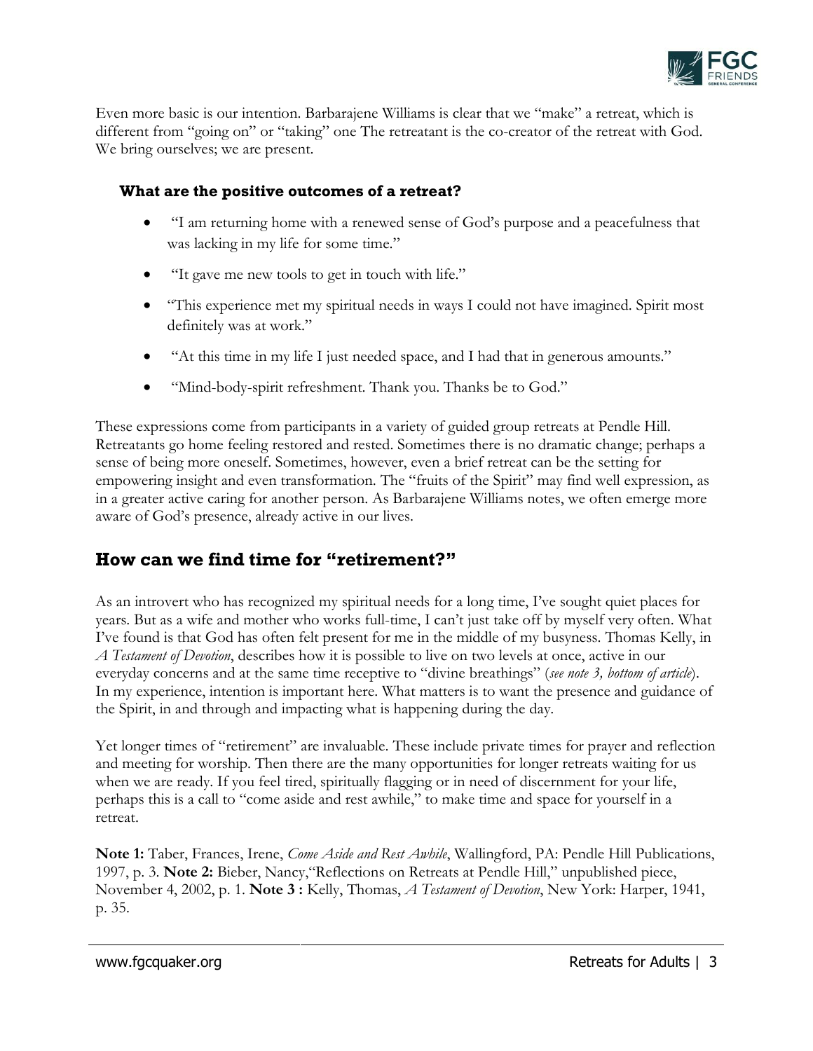Even more basic is our intention. Barbarajene Williams is clear that we "make" a retreat, which is different from "going on" or "taking" one The retreatant is the co-creator of the retreat with God. We bring ourselves; we are present.

### What are the positive outcomes of a retreat?

- "I am returning home with a renewed sense of God's purpose and a peacefulness that was lacking in my life for some time."
- "It gave me new tools to get in touch with life."
- "This experience met my spiritual needs in ways I could not have imagined. Spirit most definitely was at work."
- "At this time in my life I just needed space, and I had that in generous amounts."
- "Mind-body-spirit refreshment. Thank you. Thanks be to God."

These expressions come from participants in a variety of guided group retreats at Pendle Hill. Retreatants go home feeling restored and rested. Sometimes there is no dramatic change; perhaps a sense of being more oneself. Sometimes, however, even a brief retreat can be the setting for empowering insight and even transformation. The "fruits of the Spirit" may find well expression, as in a greater active caring for another person. As Barbarajene Williams notes, we often emerge more aware of God's presence, already active in our lives.

## How can we find time for "retirement?"

As an introvert who has recognized my spiritual needs for a long time, I've sought quiet places for years. But as a wife and mother who works full-time, I can't just take off by myself very often. What I've found is that God has often felt present for me in the middle of my busyness. Thomas Kelly, in *A Testament of Devotion*, describes how it is possible to live on two levels at once, active in our everyday concerns and at the same time receptive to "divine breathings" (*see note 3, bottom of article*). In my experience, intention is important here. What matters is to want the presence and guidance of the Spirit, in and through and impacting what is happening during the day.

Yet longer times of "retirement" are invaluable. These include private times for prayer and reflection and meeting for worship. Then there are the many opportunities for longer retreats waiting for us when we are ready. If you feel tired, spiritually flagging or in need of discernment for your life, perhaps this is a call to "come aside and rest awhile," to make time and space for yourself in a retreat.

**Note 1:** Taber, Frances, Irene, *Come Aside and Rest Awhile*, Wallingford, PA: Pendle Hill Publications, 1997, p. 3. **Note 2:** Bieber, Nancy,"Reflections on Retreats at Pendle Hill," unpublished piece, November 4, 2002, p. 1. **Note 3 :** Kelly, Thomas, *A Testament of Devotion*, New York: Harper, 1941, p. 35.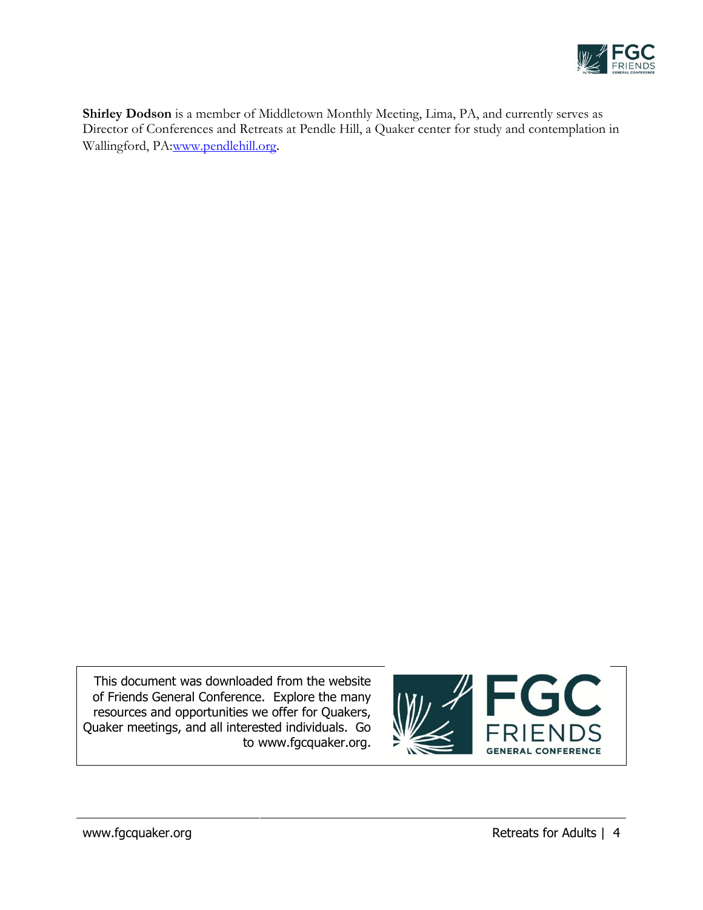**Shirley Dodson** is a member of Middletown Monthly Meeting, Lima, PA, and currently serves as Director of Conferences and Retreats at Pendle Hill, a Quaker center for study and contemplation in Wallingford, PA:www.pendlehill.org.

This document was downloaded from the website of Friends General Conference. Explore the many resources and opportunities we offer for Quakers, Quaker meetings, and all interested individuals. Go to www.fgcquaker.org.